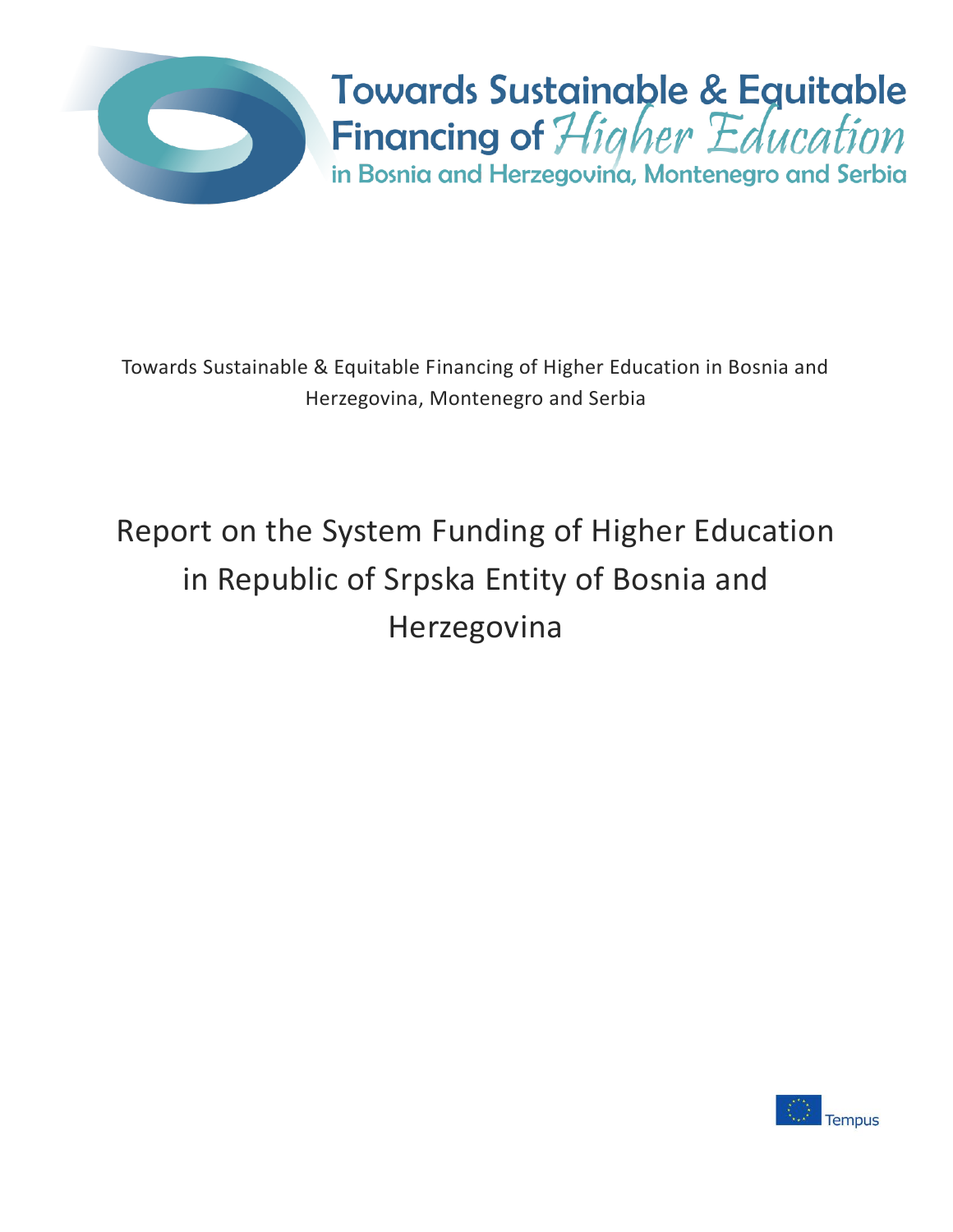Towards Sustainable & Equitable Financing of Higher Education in Bosnia and Herzegovina, Montenegro and Serbia

Towards Sustainable & Equitable Financing of Higher Education in Bosnia and Herzegovina, Montenegro and Serbia

# Report on the System Funding of Higher Education in Republic of Srpska Entity of Bosnia and Herzegovina

Tempus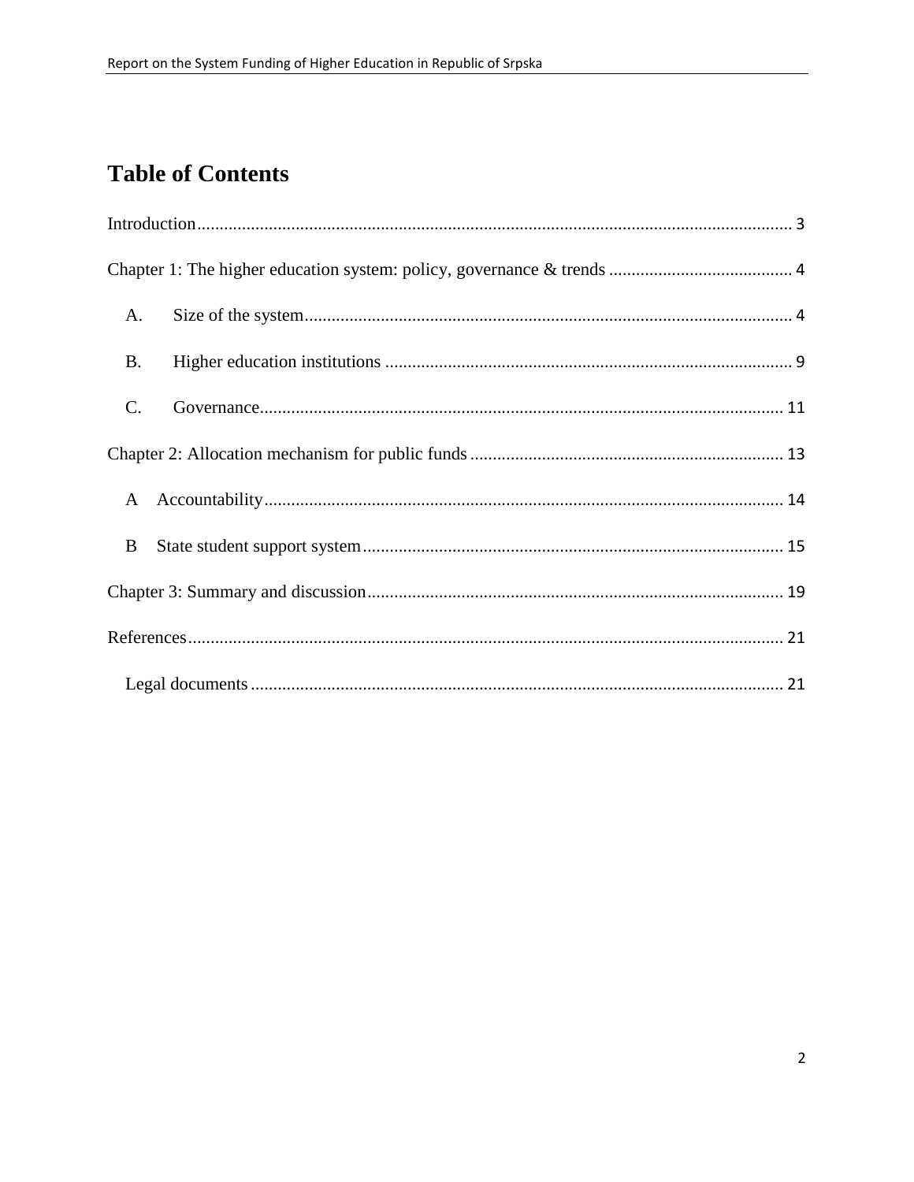# Table of Contents

Introduction ........................................................................................................................ 3

Chapter 1: The higher education system: policy, governance & trends ......................................... 4

A. Size of the system ............................................................................................................ 4

B. Higher education institutions .......................................................................................... 9

C. Governance .................................................................................................................... 11

Chapter 2: Allocation mechanism for public funds ..................................................................... 13

A Accountability ................................................................................................................... 14

B State student support system ............................................................................................. 15

Chapter 3: Summary and discussion ............................................................................................ 19

References .................................................................................................................................... 21

Legal documents ...................................................................................................................... 21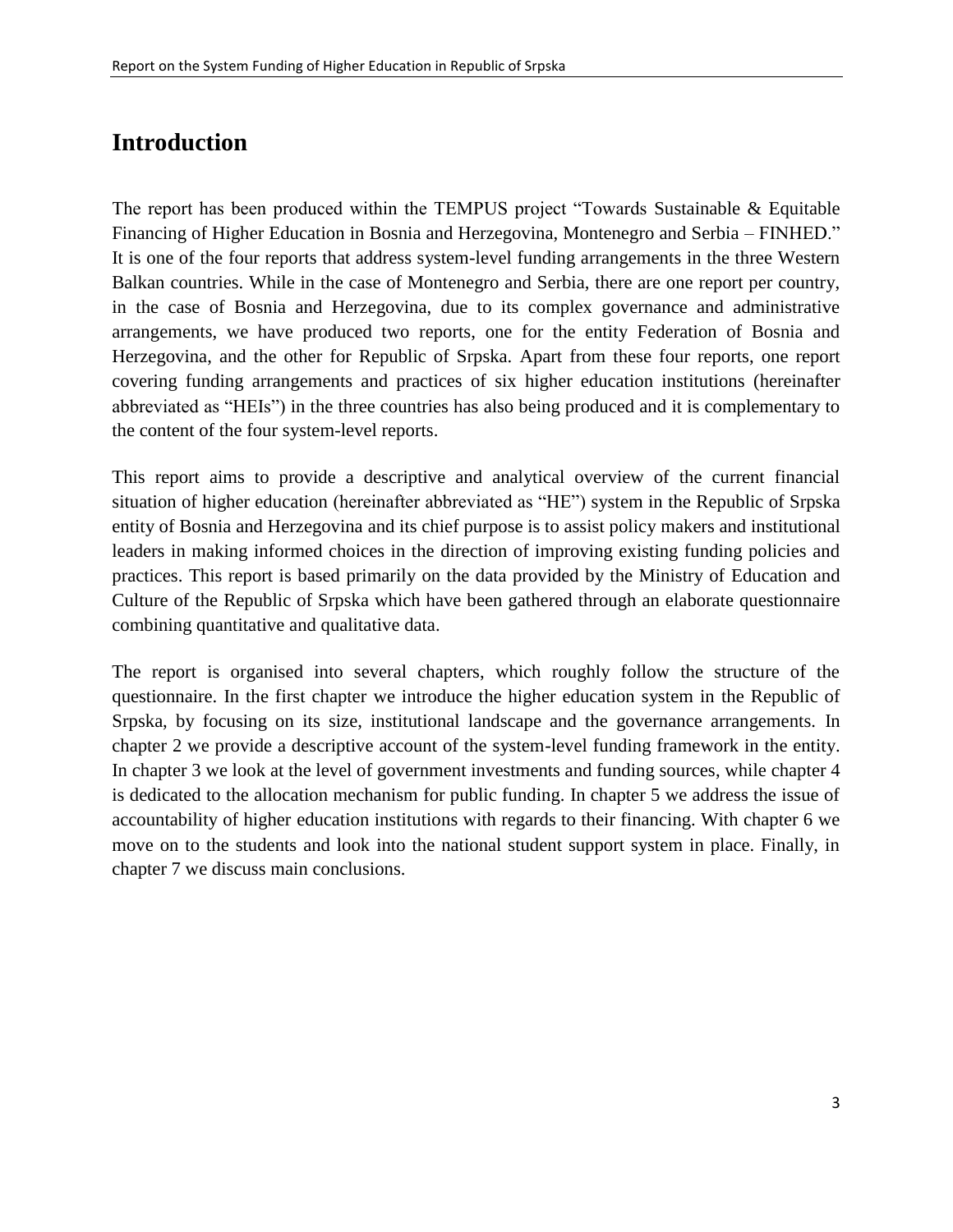# Introduction

The report has been produced within the TEMPUS project "Towards Sustainable & Equitable Financing of Higher Education in Bosnia and Herzegovina, Montenegro and Serbia – FINHED." It is one of the four reports that address system-level funding arrangements in the three Western Balkan countries. While in the case of Montenegro and Serbia, there are one report per country, in the case of Bosnia and Herzegovina, due to its complex governance and administrative arrangements, we have produced two reports, one for the entity Federation of Bosnia and Herzegovina, and the other for Republic of Srpska. Apart from these four reports, one report covering funding arrangements and practices of six higher education institutions (hereinafter abbreviated as "HEIs") in the three countries has also being produced and it is complementary to the content of the four system-level reports.

This report aims to provide a descriptive and analytical overview of the current financial situation of higher education (hereinafter abbreviated as "HE") system in the Republic of Srpska entity of Bosnia and Herzegovina and its chief purpose is to assist policy makers and institutional leaders in making informed choices in the direction of improving existing funding policies and practices. This report is based primarily on the data provided by the Ministry of Education and Culture of the Republic of Srpska which have been gathered through an elaborate questionnaire combining quantitative and qualitative data.

The report is organised into several chapters, which roughly follow the structure of the questionnaire. In the first chapter we introduce the higher education system in the Republic of Srpska, by focusing on its size, institutional landscape and the governance arrangements. In chapter 2 we provide a descriptive account of the system-level funding framework in the entity. In chapter 3 we look at the level of government investments and funding sources, while chapter 4 is dedicated to the allocation mechanism for public funding. In chapter 5 we address the issue of accountability of higher education institutions with regards to their financing. With chapter 6 we move on to the students and look into the national student support system in place. Finally, in chapter 7 we discuss main conclusions.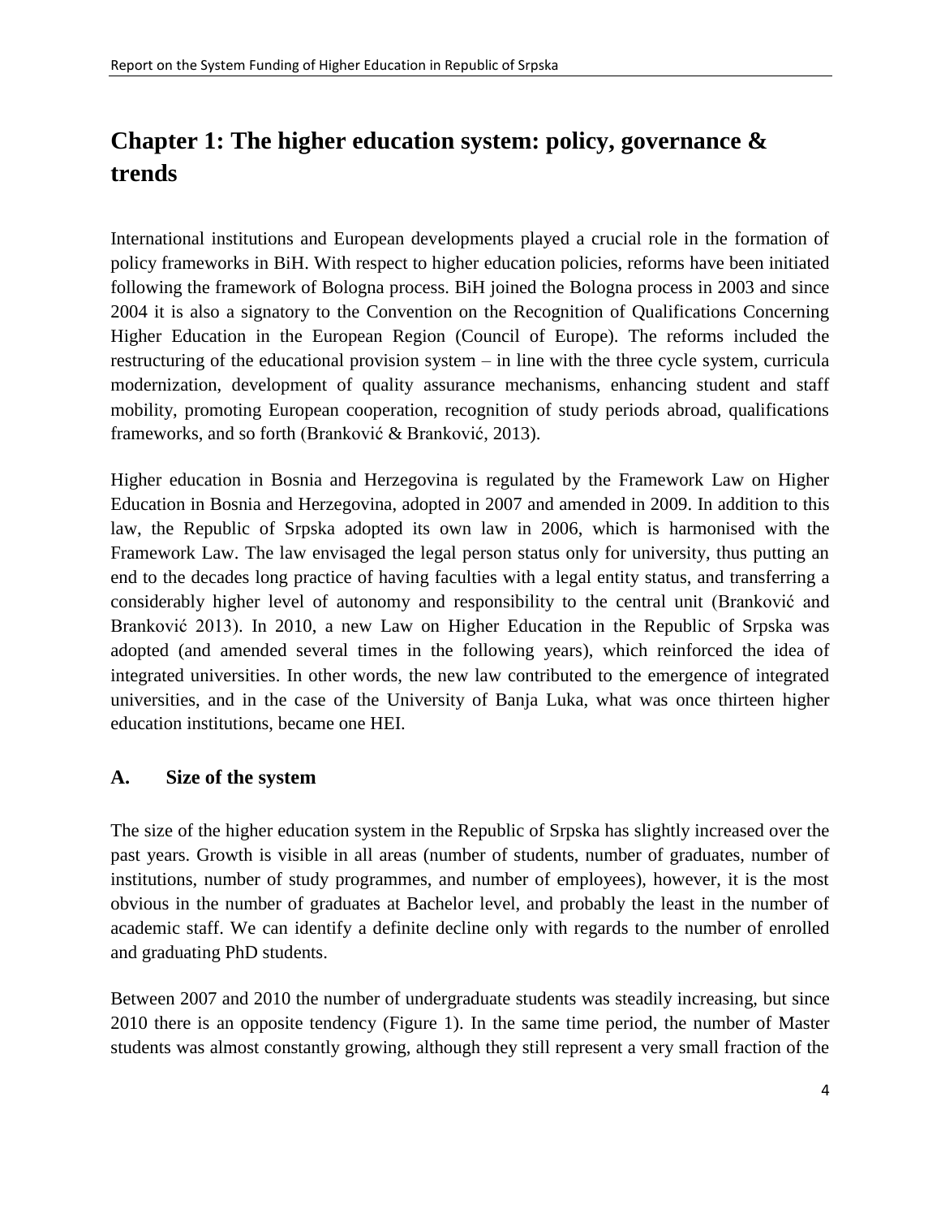# Chapter 1: The higher education system: policy, governance & trends

International institutions and European developments played a crucial role in the formation of policy frameworks in BiH. With respect to higher education policies, reforms have been initiated following the framework of Bologna process. BiH joined the Bologna process in 2003 and since 2004 it is also a signatory to the Convention on the Recognition of Qualifications Concerning Higher Education in the European Region (Council of Europe). The reforms included the restructuring of the educational provision system – in line with the three cycle system, curricula modernization, development of quality assurance mechanisms, enhancing student and staff mobility, promoting European cooperation, recognition of study periods abroad, qualifications frameworks, and so forth (Branković & Branković, 2013).

Higher education in Bosnia and Herzegovina is regulated by the Framework Law on Higher Education in Bosnia and Herzegovina, adopted in 2007 and amended in 2009. In addition to this law, the Republic of Srpska adopted its own law in 2006, which is harmonised with the Framework Law. The law envisaged the legal person status only for university, thus putting an end to the decades long practice of having faculties with a legal entity status, and transferring a considerably higher level of autonomy and responsibility to the central unit (Branković and Branković 2013). In 2010, a new Law on Higher Education in the Republic of Srpska was adopted (and amended several times in the following years), which reinforced the idea of integrated universities. In other words, the new law contributed to the emergence of integrated universities, and in the case of the University of Banja Luka, what was once thirteen higher education institutions, became one HEI.

## A. Size of the system

The size of the higher education system in the Republic of Srpska has slightly increased over the past years. Growth is visible in all areas (number of students, number of graduates, number of institutions, number of study programmes, and number of employees), however, it is the most obvious in the number of graduates at Bachelor level, and probably the least in the number of academic staff. We can identify a definite decline only with regards to the number of enrolled and graduating PhD students.

Between 2007 and 2010 the number of undergraduate students was steadily increasing, but since 2010 there is an opposite tendency (Figure 1). In the same time period, the number of Master students was almost constantly growing, although they still represent a very small fraction of the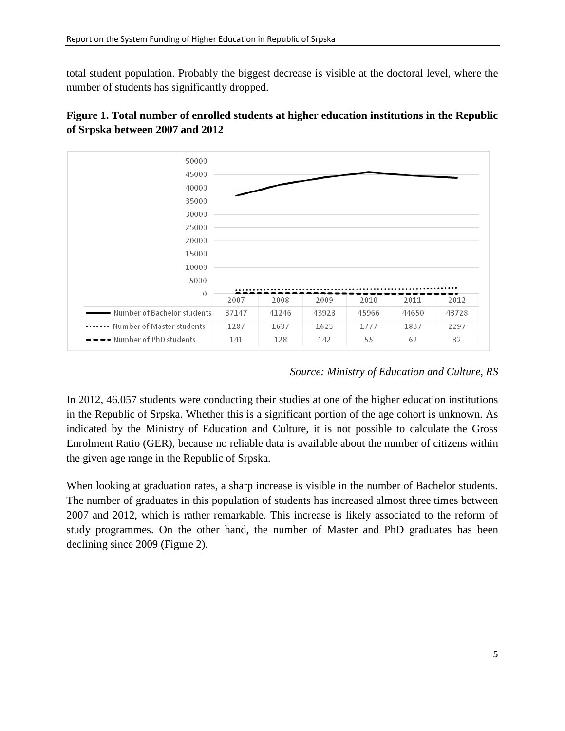total student population. Probably the biggest decrease is visible at the doctoral level, where the number of students has significantly dropped.

**Figure 1. Total number of enrolled students at higher education institutions in the Republic of Srpska between 2007 and 2012**

| | 2007 | 2008 | 2009 | 2010 | 2011 | 2012 |
|---|---|---|---|---|---|---|
| Number of Bachelor students | 37147 | 41246 | 43928 | 45966 | 44650 | 43728 |
| Number of Master students | 1287 | 1637 | 1623 | 1777 | 1837 | 2297 |
| Number of PhD students | 141 | 128 | 142 | 55 | 62 | 32 |

*Source: Ministry of Education and Culture, RS*

In 2012, 46.057 students were conducting their studies at one of the higher education institutions in the Republic of Srpska. Whether this is a significant portion of the age cohort is unknown. As indicated by the Ministry of Education and Culture, it is not possible to calculate the Gross Enrolment Ratio (GER), because no reliable data is available about the number of citizens within the given age range in the Republic of Srpska.

When looking at graduation rates, a sharp increase is visible in the number of Bachelor students. The number of graduates in this population of students has increased almost three times between 2007 and 2012, which is rather remarkable. This increase is likely associated to the reform of study programmes. On the other hand, the number of Master and PhD graduates has been declining since 2009 (Figure 2).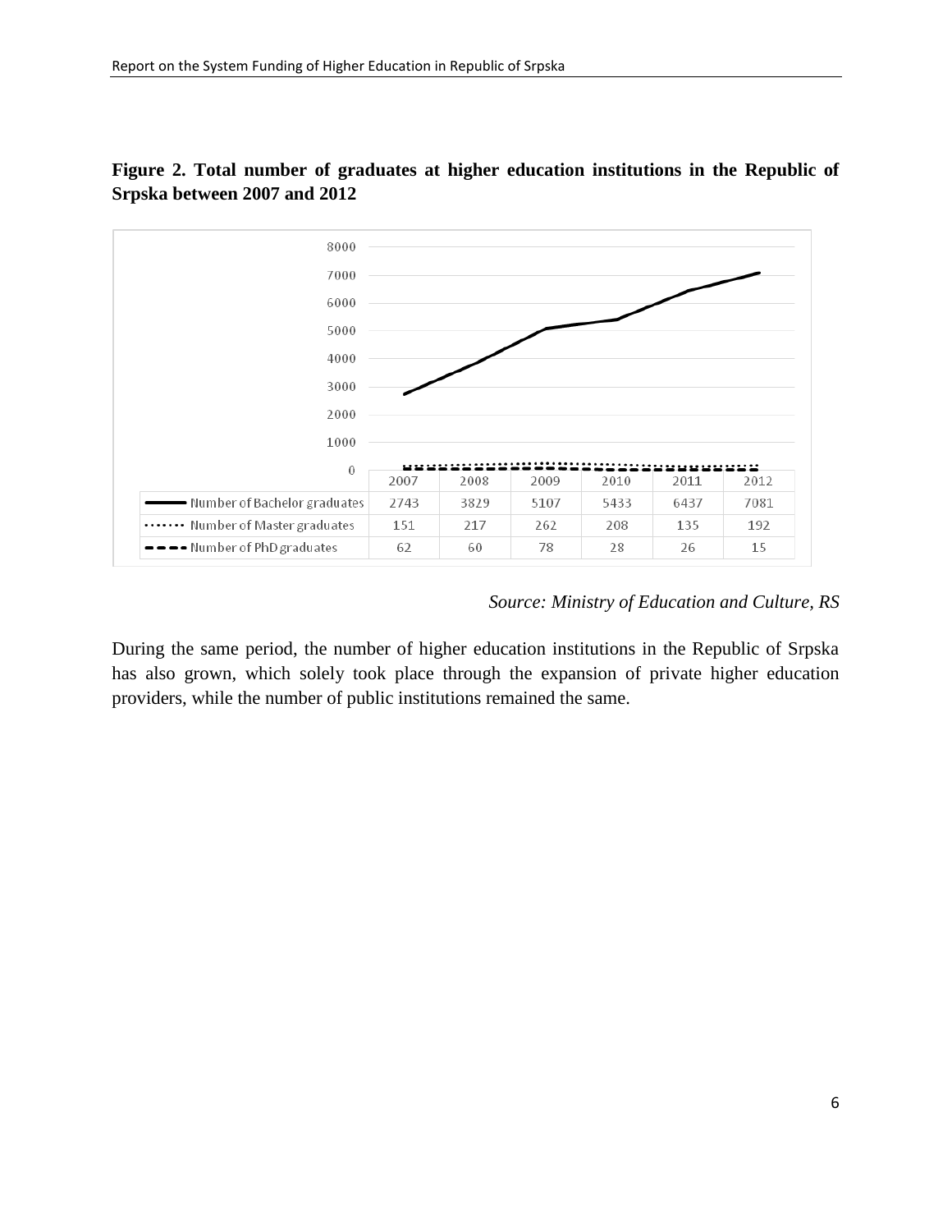**Figure 2. Total number of graduates at higher education institutions in the Republic of Srpska between 2007 and 2012**

| | 2007 | 2008 | 2009 | 2010 | 2011 | 2012 |
|---|---|---|---|---|---|---|
| Number of Bachelor graduates | 2743 | 3829 | 5107 | 5433 | 6437 | 7081 |
| Number of Master graduates | 151 | 217 | 262 | 208 | 135 | 192 |
| Number of PhD graduates | 62 | 60 | 78 | 28 | 26 | 15 |

*Source: Ministry of Education and Culture, RS*

During the same period, the number of higher education institutions in the Republic of Srpska has also grown, which solely took place through the expansion of private higher education providers, while the number of public institutions remained the same.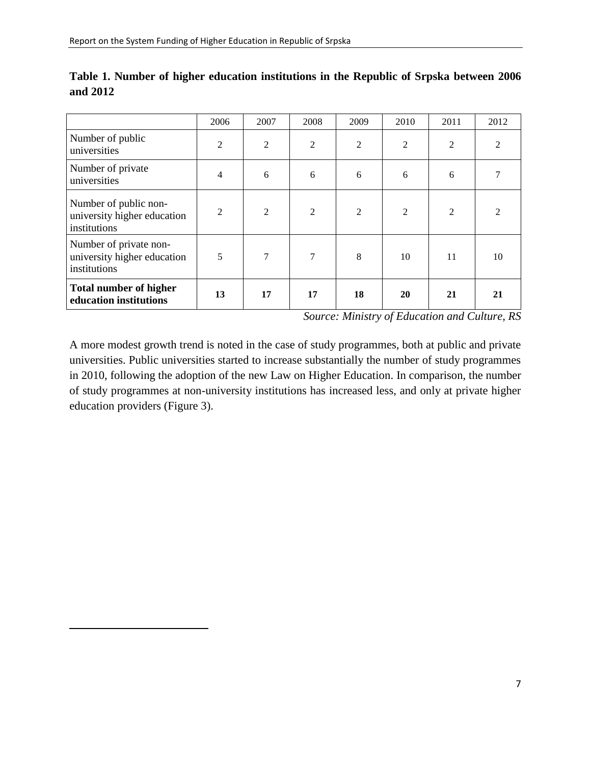**Table 1. Number of higher education institutions in the Republic of Srpska between 2006 and 2012**

| | 2006 | 2007 | 2008 | 2009 | 2010 | 2011 | 2012 |
|---|---|---|---|---|---|---|---|
| Number of public universities | 2 | 2 | 2 | 2 | 2 | 2 | 2 |
| Number of private universities | 4 | 6 | 6 | 6 | 6 | 6 | 7 |
| Number of public non-university higher education institutions | 2 | 2 | 2 | 2 | 2 | 2 | 2 |
| Number of private non-university higher education institutions | 5 | 7 | 7 | 8 | 10 | 11 | 10 |
| **Total number of higher education institutions** | **13** | **17** | **17** | **18** | **20** | **21** | **21** |

*Source: Ministry of Education and Culture, RS*

A more modest growth trend is noted in the case of study programmes, both at public and private universities. Public universities started to increase substantially the number of study programmes in 2010, following the adoption of the new Law on Higher Education. In comparison, the number of study programmes at non-university institutions has increased less, and only at private higher education providers (Figure 3).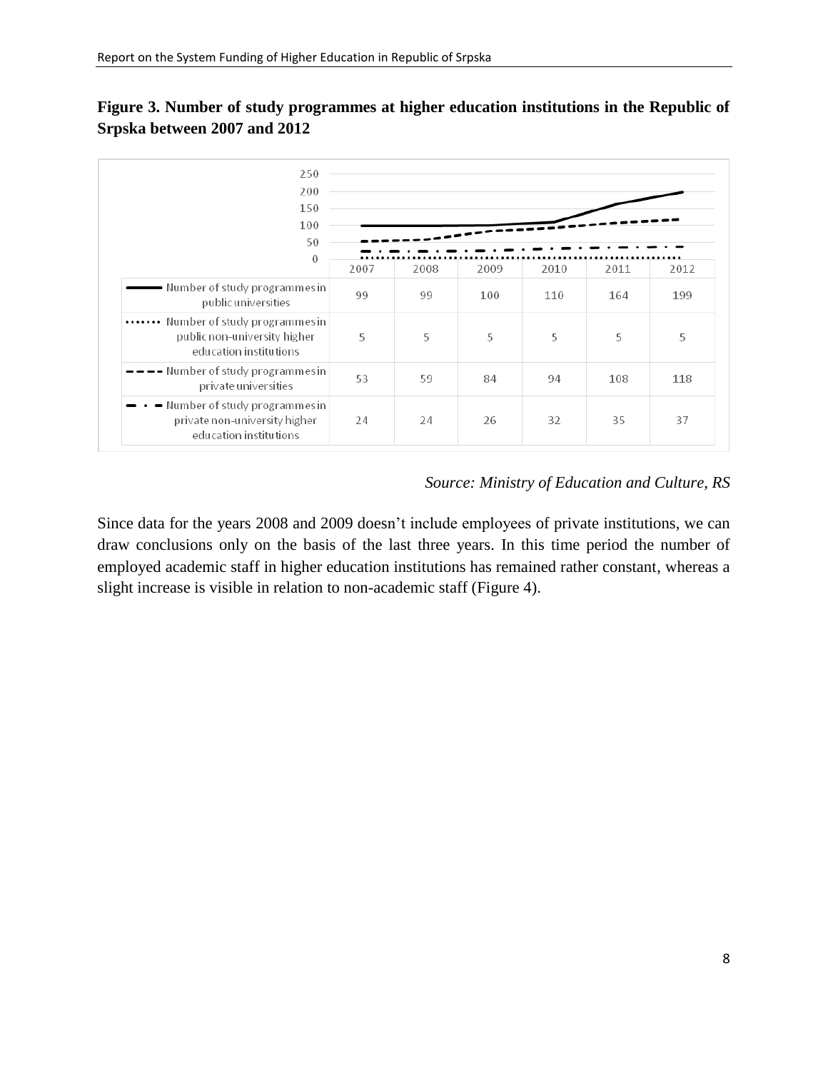**Figure 3. Number of study programmes at higher education institutions in the Republic of Srpska between 2007 and 2012**

| | 2007 | 2008 | 2009 | 2010 | 2011 | 2012 |
|---|---|---|---|---|---|---|
| Number of study programmes in public universities | 99 | 99 | 100 | 110 | 164 | 199 |
| Number of study programmes in public non-university higher education institutions | 5 | 5 | 5 | 5 | 5 | 5 |
| Number of study programmes in private universities | 53 | 59 | 84 | 94 | 108 | 118 |
| Number of study programmes in private non-university higher education institutions | 24 | 24 | 26 | 32 | 35 | 37 |

*Source: Ministry of Education and Culture, RS*

Since data for the years 2008 and 2009 doesn't include employees of private institutions, we can draw conclusions only on the basis of the last three years. In this time period the number of employed academic staff in higher education institutions has remained rather constant, whereas a slight increase is visible in relation to non-academic staff (Figure 4).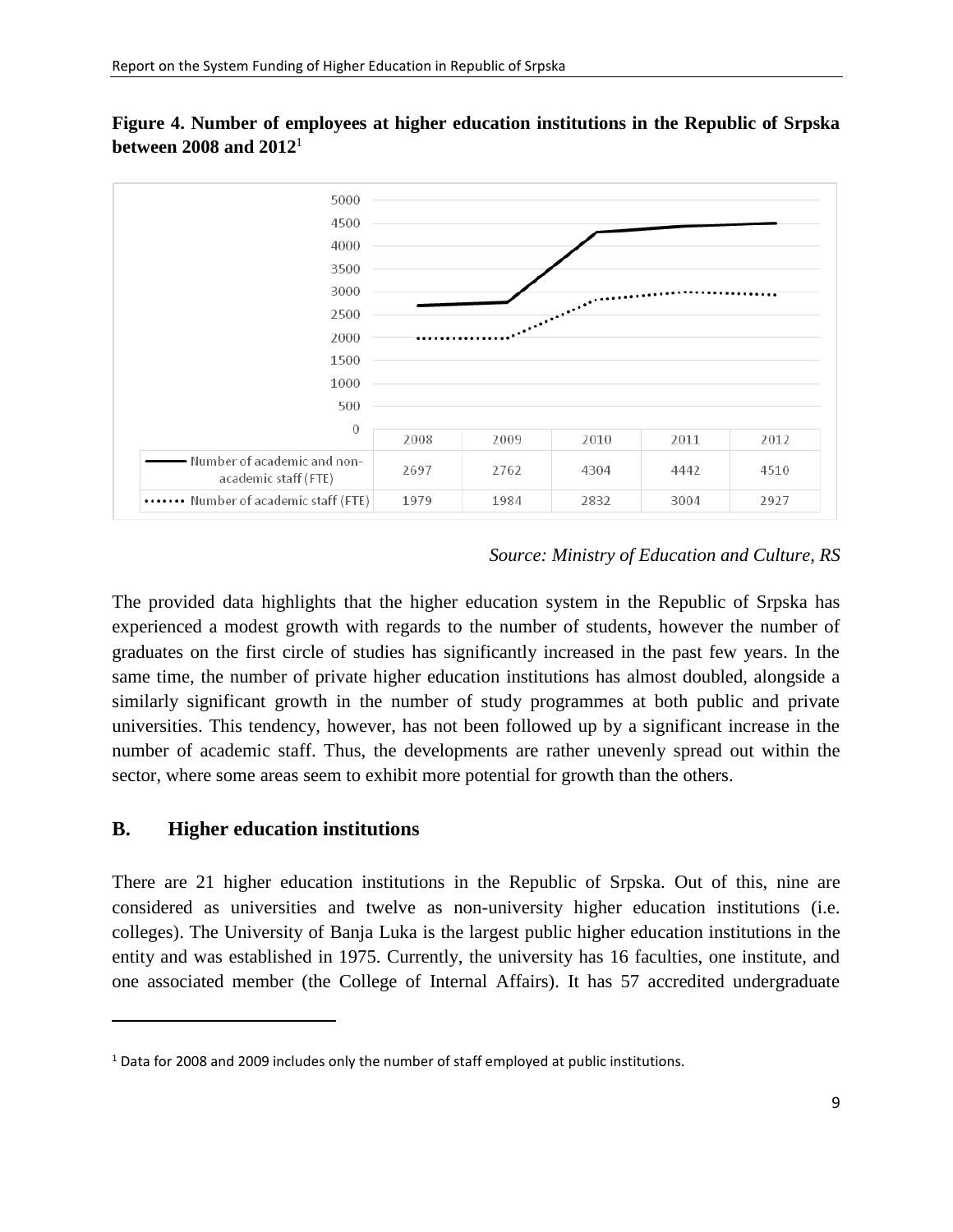**Figure 4. Number of employees at higher education institutions in the Republic of Srpska between 2008 and 2012**[1]

| | 2008 | 2009 | 2010 | 2011 | 2012 |
|---|---|---|---|---|---|
| Number of academic and non-academic staff (FTE) | 2697 | 2762 | 4304 | 4442 | 4510 |
| Number of academic staff (FTE) | 1979 | 1984 | 2832 | 3004 | 2927 |

*Source: Ministry of Education and Culture, RS*

The provided data highlights that the higher education system in the Republic of Srpska has experienced a modest growth with regards to the number of students, however the number of graduates on the first circle of studies has significantly increased in the past few years. In the same time, the number of private higher education institutions has almost doubled, alongside a similarly significant growth in the number of study programmes at both public and private universities. This tendency, however, has not been followed up by a significant increase in the number of academic staff. Thus, the developments are rather unevenly spread out within the sector, where some areas seem to exhibit more potential for growth than the others.

## B. Higher education institutions

There are 21 higher education institutions in the Republic of Srpska. Out of this, nine are considered as universities and twelve as non-university higher education institutions (i.e. colleges). The University of Banja Luka is the largest public higher education institutions in the entity and was established in 1975. Currently, the university has 16 faculties, one institute, and one associated member (the College of Internal Affairs). It has 57 accredited undergraduate

[1] Data for 2008 and 2009 includes only the number of staff employed at public institutions.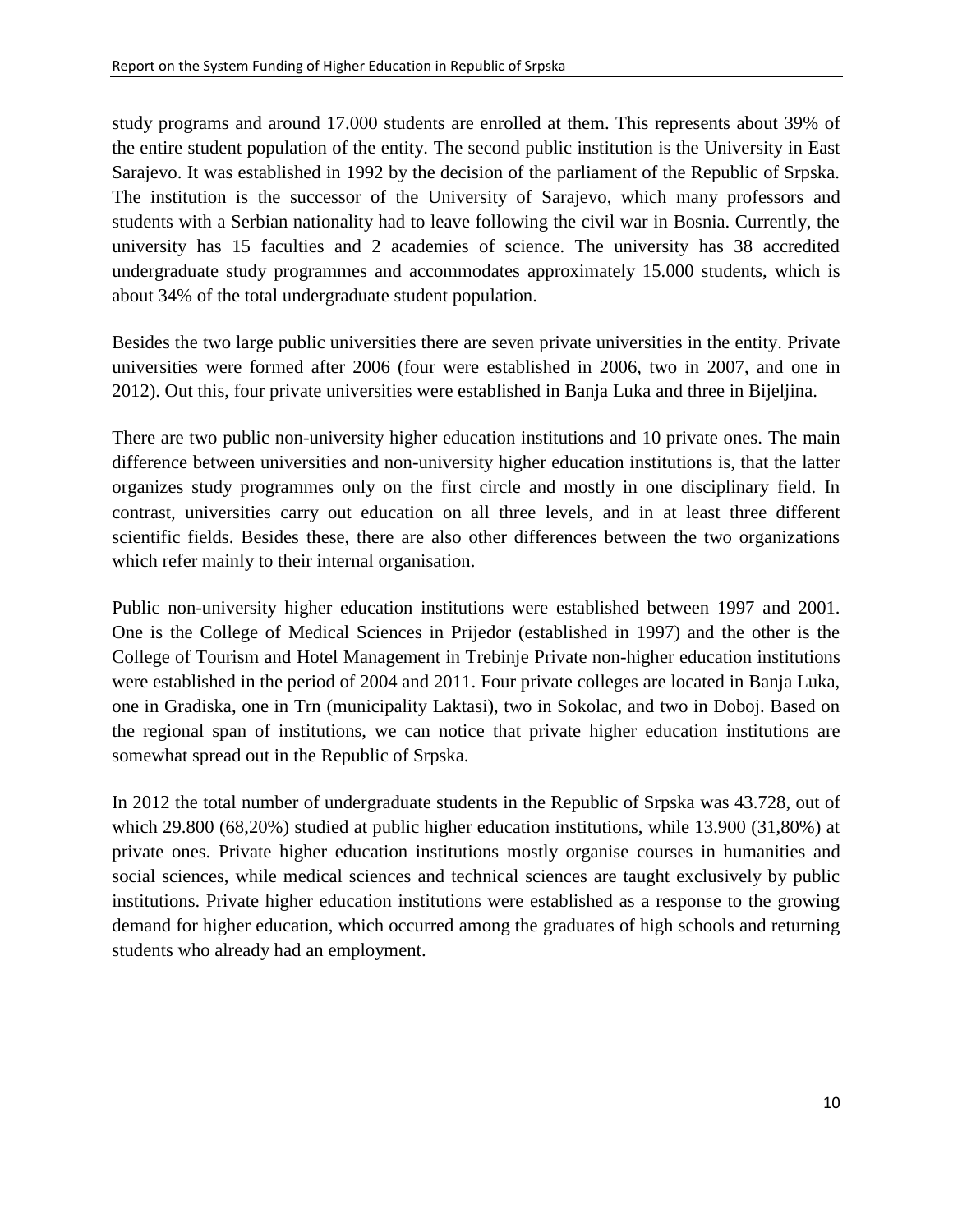study programs and around 17.000 students are enrolled at them. This represents about 39% of the entire student population of the entity. The second public institution is the University in East Sarajevo. It was established in 1992 by the decision of the parliament of the Republic of Srpska. The institution is the successor of the University of Sarajevo, which many professors and students with a Serbian nationality had to leave following the civil war in Bosnia. Currently, the university has 15 faculties and 2 academies of science. The university has 38 accredited undergraduate study programmes and accommodates approximately 15.000 students, which is about 34% of the total undergraduate student population.

Besides the two large public universities there are seven private universities in the entity. Private universities were formed after 2006 (four were established in 2006, two in 2007, and one in 2012). Out this, four private universities were established in Banja Luka and three in Bijeljina.

There are two public non-university higher education institutions and 10 private ones. The main difference between universities and non-university higher education institutions is, that the latter organizes study programmes only on the first circle and mostly in one disciplinary field. In contrast, universities carry out education on all three levels, and in at least three different scientific fields. Besides these, there are also other differences between the two organizations which refer mainly to their internal organisation.

Public non-university higher education institutions were established between 1997 and 2001. One is the College of Medical Sciences in Prijedor (established in 1997) and the other is the College of Tourism and Hotel Management in Trebinje Private non-higher education institutions were established in the period of 2004 and 2011. Four private colleges are located in Banja Luka, one in Gradiska, one in Trn (municipality Laktasi), two in Sokolac, and two in Doboj. Based on the regional span of institutions, we can notice that private higher education institutions are somewhat spread out in the Republic of Srpska.

In 2012 the total number of undergraduate students in the Republic of Srpska was 43.728, out of which 29.800 (68,20%) studied at public higher education institutions, while 13.900 (31,80%) at private ones. Private higher education institutions mostly organise courses in humanities and social sciences, while medical sciences and technical sciences are taught exclusively by public institutions. Private higher education institutions were established as a response to the growing demand for higher education, which occurred among the graduates of high schools and returning students who already had an employment.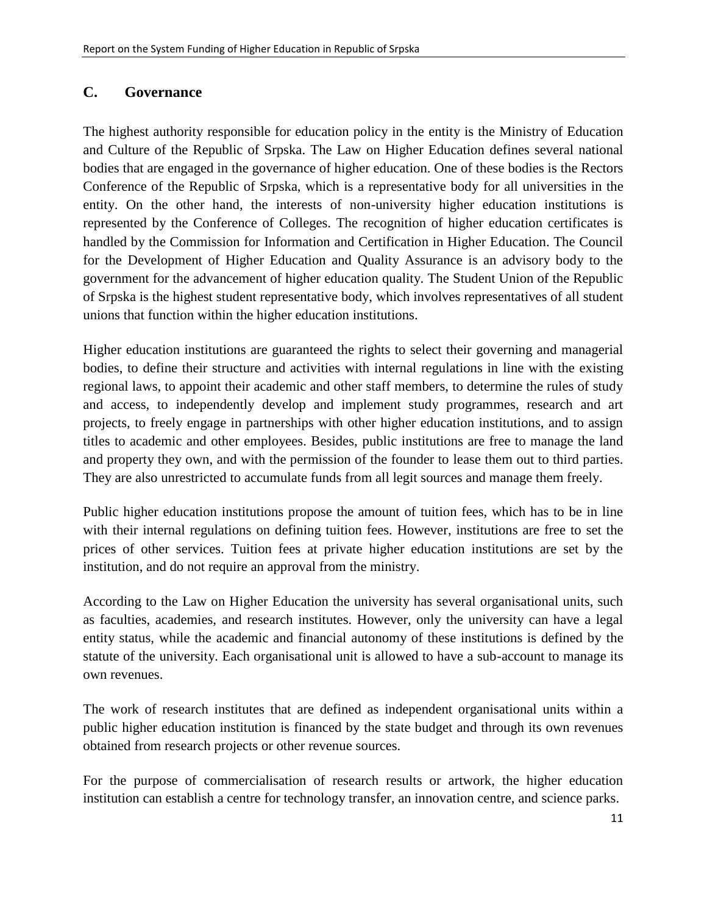## C. Governance

The highest authority responsible for education policy in the entity is the Ministry of Education and Culture of the Republic of Srpska. The Law on Higher Education defines several national bodies that are engaged in the governance of higher education. One of these bodies is the Rectors Conference of the Republic of Srpska, which is a representative body for all universities in the entity. On the other hand, the interests of non-university higher education institutions is represented by the Conference of Colleges. The recognition of higher education certificates is handled by the Commission for Information and Certification in Higher Education. The Council for the Development of Higher Education and Quality Assurance is an advisory body to the government for the advancement of higher education quality. The Student Union of the Republic of Srpska is the highest student representative body, which involves representatives of all student unions that function within the higher education institutions.

Higher education institutions are guaranteed the rights to select their governing and managerial bodies, to define their structure and activities with internal regulations in line with the existing regional laws, to appoint their academic and other staff members, to determine the rules of study and access, to independently develop and implement study programmes, research and art projects, to freely engage in partnerships with other higher education institutions, and to assign titles to academic and other employees. Besides, public institutions are free to manage the land and property they own, and with the permission of the founder to lease them out to third parties. They are also unrestricted to accumulate funds from all legit sources and manage them freely.

Public higher education institutions propose the amount of tuition fees, which has to be in line with their internal regulations on defining tuition fees. However, institutions are free to set the prices of other services. Tuition fees at private higher education institutions are set by the institution, and do not require an approval from the ministry.

According to the Law on Higher Education the university has several organisational units, such as faculties, academies, and research institutes. However, only the university can have a legal entity status, while the academic and financial autonomy of these institutions is defined by the statute of the university. Each organisational unit is allowed to have a sub-account to manage its own revenues.

The work of research institutes that are defined as independent organisational units within a public higher education institution is financed by the state budget and through its own revenues obtained from research projects or other revenue sources.

For the purpose of commercialisation of research results or artwork, the higher education institution can establish a centre for technology transfer, an innovation centre, and science parks.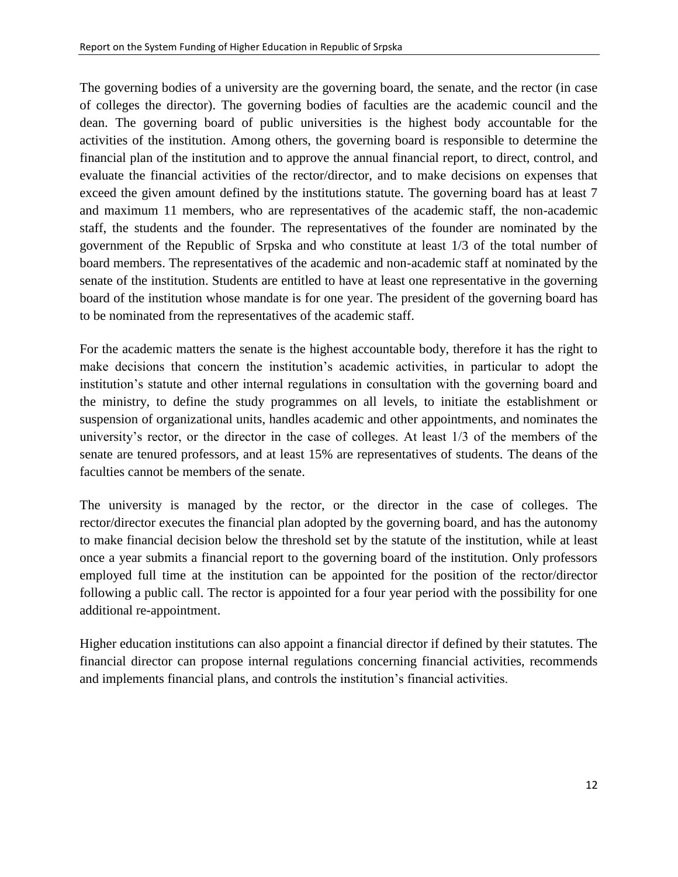The governing bodies of a university are the governing board, the senate, and the rector (in case of colleges the director). The governing bodies of faculties are the academic council and the dean. The governing board of public universities is the highest body accountable for the activities of the institution. Among others, the governing board is responsible to determine the financial plan of the institution and to approve the annual financial report, to direct, control, and evaluate the financial activities of the rector/director, and to make decisions on expenses that exceed the given amount defined by the institutions statute. The governing board has at least 7 and maximum 11 members, who are representatives of the academic staff, the non-academic staff, the students and the founder. The representatives of the founder are nominated by the government of the Republic of Srpska and who constitute at least 1/3 of the total number of board members. The representatives of the academic and non-academic staff at nominated by the senate of the institution. Students are entitled to have at least one representative in the governing board of the institution whose mandate is for one year. The president of the governing board has to be nominated from the representatives of the academic staff.

For the academic matters the senate is the highest accountable body, therefore it has the right to make decisions that concern the institution's academic activities, in particular to adopt the institution's statute and other internal regulations in consultation with the governing board and the ministry, to define the study programmes on all levels, to initiate the establishment or suspension of organizational units, handles academic and other appointments, and nominates the university's rector, or the director in the case of colleges. At least 1/3 of the members of the senate are tenured professors, and at least 15% are representatives of students. The deans of the faculties cannot be members of the senate.

The university is managed by the rector, or the director in the case of colleges. The rector/director executes the financial plan adopted by the governing board, and has the autonomy to make financial decision below the threshold set by the statute of the institution, while at least once a year submits a financial report to the governing board of the institution. Only professors employed full time at the institution can be appointed for the position of the rector/director following a public call. The rector is appointed for a four year period with the possibility for one additional re-appointment.

Higher education institutions can also appoint a financial director if defined by their statutes. The financial director can propose internal regulations concerning financial activities, recommends and implements financial plans, and controls the institution's financial activities.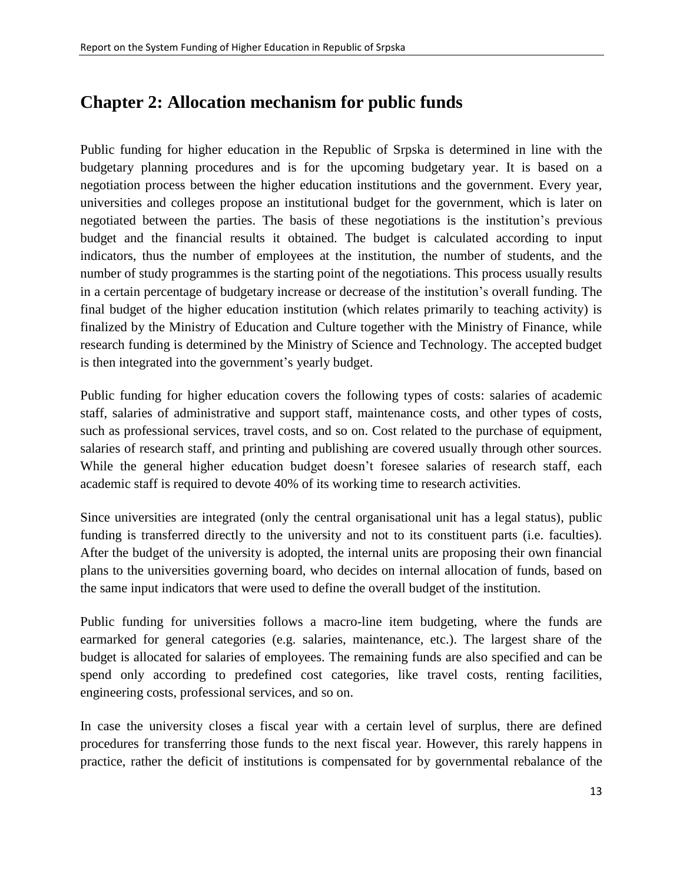## Chapter 2: Allocation mechanism for public funds

Public funding for higher education in the Republic of Srpska is determined in line with the budgetary planning procedures and is for the upcoming budgetary year. It is based on a negotiation process between the higher education institutions and the government. Every year, universities and colleges propose an institutional budget for the government, which is later on negotiated between the parties. The basis of these negotiations is the institution's previous budget and the financial results it obtained. The budget is calculated according to input indicators, thus the number of employees at the institution, the number of students, and the number of study programmes is the starting point of the negotiations. This process usually results in a certain percentage of budgetary increase or decrease of the institution's overall funding. The final budget of the higher education institution (which relates primarily to teaching activity) is finalized by the Ministry of Education and Culture together with the Ministry of Finance, while research funding is determined by the Ministry of Science and Technology. The accepted budget is then integrated into the government's yearly budget.

Public funding for higher education covers the following types of costs: salaries of academic staff, salaries of administrative and support staff, maintenance costs, and other types of costs, such as professional services, travel costs, and so on. Cost related to the purchase of equipment, salaries of research staff, and printing and publishing are covered usually through other sources. While the general higher education budget doesn't foresee salaries of research staff, each academic staff is required to devote 40% of its working time to research activities.

Since universities are integrated (only the central organisational unit has a legal status), public funding is transferred directly to the university and not to its constituent parts (i.e. faculties). After the budget of the university is adopted, the internal units are proposing their own financial plans to the universities governing board, who decides on internal allocation of funds, based on the same input indicators that were used to define the overall budget of the institution.

Public funding for universities follows a macro-line item budgeting, where the funds are earmarked for general categories (e.g. salaries, maintenance, etc.). The largest share of the budget is allocated for salaries of employees. The remaining funds are also specified and can be spend only according to predefined cost categories, like travel costs, renting facilities, engineering costs, professional services, and so on.

In case the university closes a fiscal year with a certain level of surplus, there are defined procedures for transferring those funds to the next fiscal year. However, this rarely happens in practice, rather the deficit of institutions is compensated for by governmental rebalance of the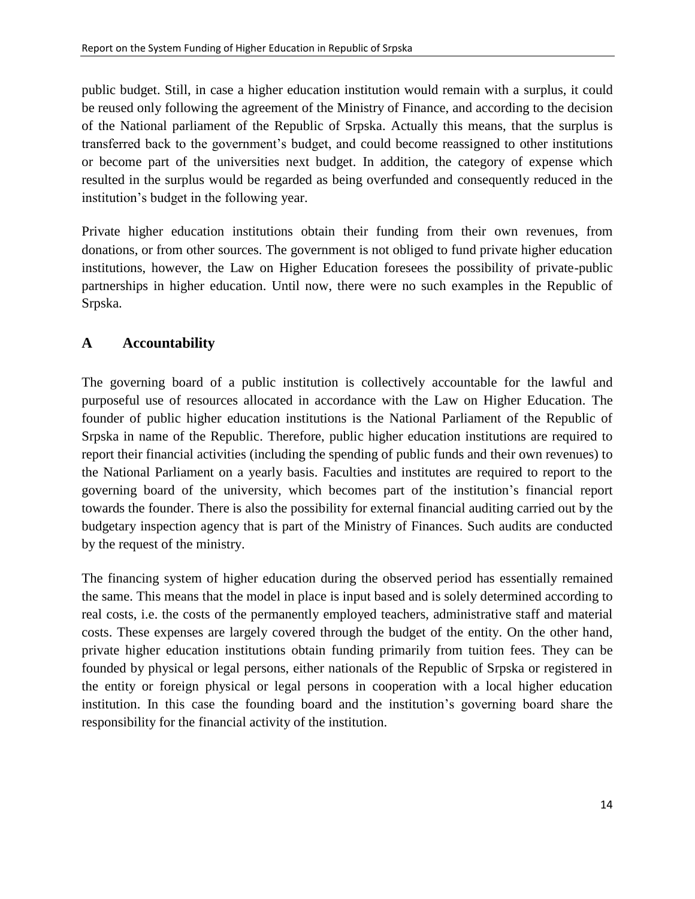public budget. Still, in case a higher education institution would remain with a surplus, it could be reused only following the agreement of the Ministry of Finance, and according to the decision of the National parliament of the Republic of Srpska. Actually this means, that the surplus is transferred back to the government's budget, and could become reassigned to other institutions or become part of the universities next budget. In addition, the category of expense which resulted in the surplus would be regarded as being overfunded and consequently reduced in the institution's budget in the following year.

Private higher education institutions obtain their funding from their own revenues, from donations, or from other sources. The government is not obliged to fund private higher education institutions, however, the Law on Higher Education foresees the possibility of private-public partnerships in higher education. Until now, there were no such examples in the Republic of Srpska.

## A Accountability

The governing board of a public institution is collectively accountable for the lawful and purposeful use of resources allocated in accordance with the Law on Higher Education. The founder of public higher education institutions is the National Parliament of the Republic of Srpska in name of the Republic. Therefore, public higher education institutions are required to report their financial activities (including the spending of public funds and their own revenues) to the National Parliament on a yearly basis. Faculties and institutes are required to report to the governing board of the university, which becomes part of the institution's financial report towards the founder. There is also the possibility for external financial auditing carried out by the budgetary inspection agency that is part of the Ministry of Finances. Such audits are conducted by the request of the ministry.

The financing system of higher education during the observed period has essentially remained the same. This means that the model in place is input based and is solely determined according to real costs, i.e. the costs of the permanently employed teachers, administrative staff and material costs. These expenses are largely covered through the budget of the entity. On the other hand, private higher education institutions obtain funding primarily from tuition fees. They can be founded by physical or legal persons, either nationals of the Republic of Srpska or registered in the entity or foreign physical or legal persons in cooperation with a local higher education institution. In this case the founding board and the institution's governing board share the responsibility for the financial activity of the institution.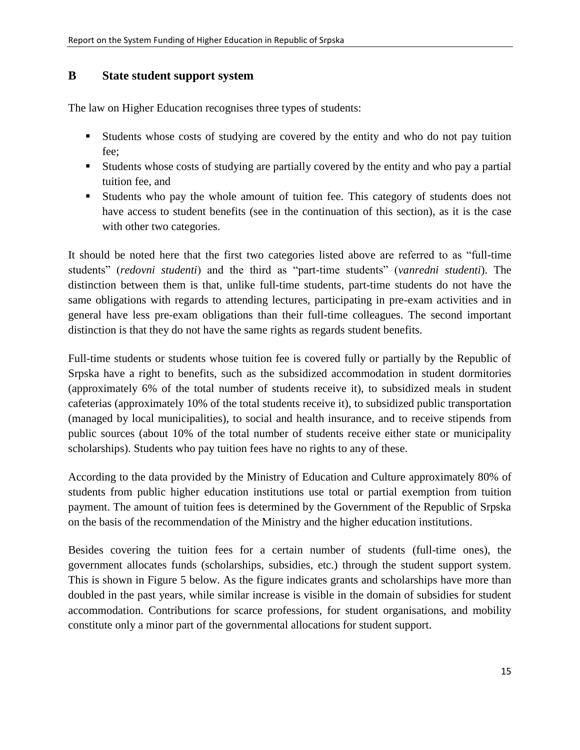## B State student support system

The law on Higher Education recognises three types of students:

- Students whose costs of studying are covered by the entity and who do not pay tuition fee;
- Students whose costs of studying are partially covered by the entity and who pay a partial tuition fee, and
- Students who pay the whole amount of tuition fee. This category of students does not have access to student benefits (see in the continuation of this section), as it is the case with other two categories.

It should be noted here that the first two categories listed above are referred to as "full-time students" (*redovni studenti*) and the third as "part-time students" (*vanredni studenti*). The distinction between them is that, unlike full-time students, part-time students do not have the same obligations with regards to attending lectures, participating in pre-exam activities and in general have less pre-exam obligations than their full-time colleagues. The second important distinction is that they do not have the same rights as regards student benefits.

Full-time students or students whose tuition fee is covered fully or partially by the Republic of Srpska have a right to benefits, such as the subsidized accommodation in student dormitories (approximately 6% of the total number of students receive it), to subsidized meals in student cafeterias (approximately 10% of the total students receive it), to subsidized public transportation (managed by local municipalities), to social and health insurance, and to receive stipends from public sources (about 10% of the total number of students receive either state or municipality scholarships). Students who pay tuition fees have no rights to any of these.

According to the data provided by the Ministry of Education and Culture approximately 80% of students from public higher education institutions use total or partial exemption from tuition payment. The amount of tuition fees is determined by the Government of the Republic of Srpska on the basis of the recommendation of the Ministry and the higher education institutions.

Besides covering the tuition fees for a certain number of students (full-time ones), the government allocates funds (scholarships, subsidies, etc.) through the student support system. This is shown in Figure 5 below. As the figure indicates grants and scholarships have more than doubled in the past years, while similar increase is visible in the domain of subsidies for student accommodation. Contributions for scarce professions, for student organisations, and mobility constitute only a minor part of the governmental allocations for student support.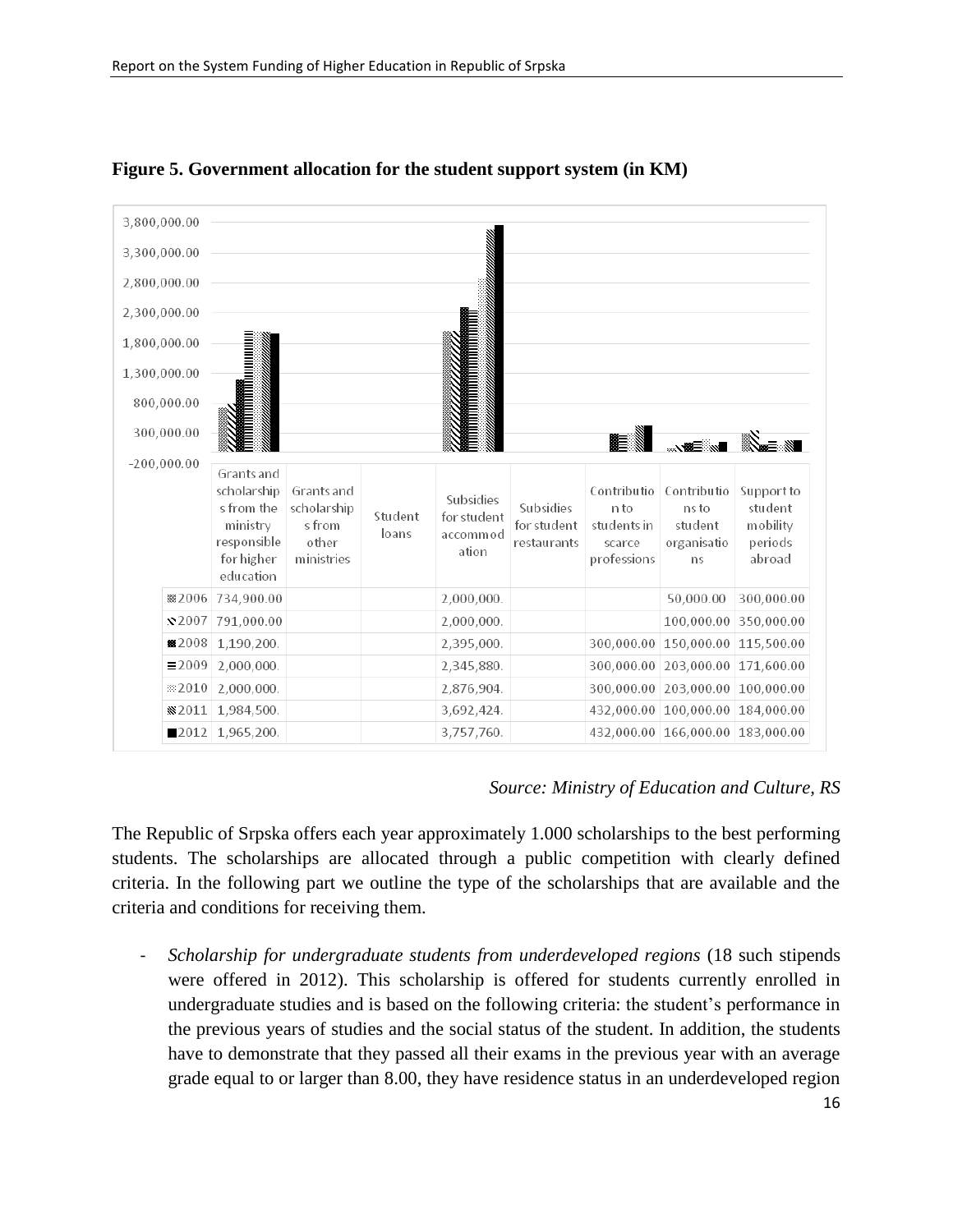**Figure 5. Government allocation for the student support system (in KM)**

| | Grants and scholarships from the ministry responsible for higher education | Grants and scholarships from other ministries | Student loans | Subsidies for student accommodation | Subsidies for student restaurants | Contribution to students in scarce professions | Contributions to student organisations | Support to student mobility periods abroad |
|---|---|---|---|---|---|---|---|---|
| 2006 | 734,900.00 | | | 2,000,000. | | | 50,000.00 | 300,000.00 |
| 2007 | 791,000.00 | | | 2,000,000. | | | 100,000.00 | 350,000.00 |
| 2008 | 1,190,200. | | | 2,395,000. | | 300,000.00 | 150,000.00 | 115,500.00 |
| 2009 | 2,000,000. | | | 2,345,880. | | 300,000.00 | 203,000.00 | 171,600.00 |
| 2010 | 2,000,000. | | | 2,876,904. | | 300,000.00 | 203,000.00 | 100,000.00 |
| 2011 | 1,984,500. | | | 3,692,424. | | 432,000.00 | 100,000.00 | 184,000.00 |
| 2012 | 1,965,200. | | | 3,757,760. | | 432,000.00 | 166,000.00 | 183,000.00 |

*Source: Ministry of Education and Culture, RS*

The Republic of Srpska offers each year approximately 1.000 scholarships to the best performing students. The scholarships are allocated through a public competition with clearly defined criteria. In the following part we outline the type of the scholarships that are available and the criteria and conditions for receiving them.

- *Scholarship for undergraduate students from underdeveloped regions* (18 such stipends were offered in 2012). This scholarship is offered for students currently enrolled in undergraduate studies and is based on the following criteria: the student's performance in the previous years of studies and the social status of the student. In addition, the students have to demonstrate that they passed all their exams in the previous year with an average grade equal to or larger than 8.00, they have residence status in an underdeveloped region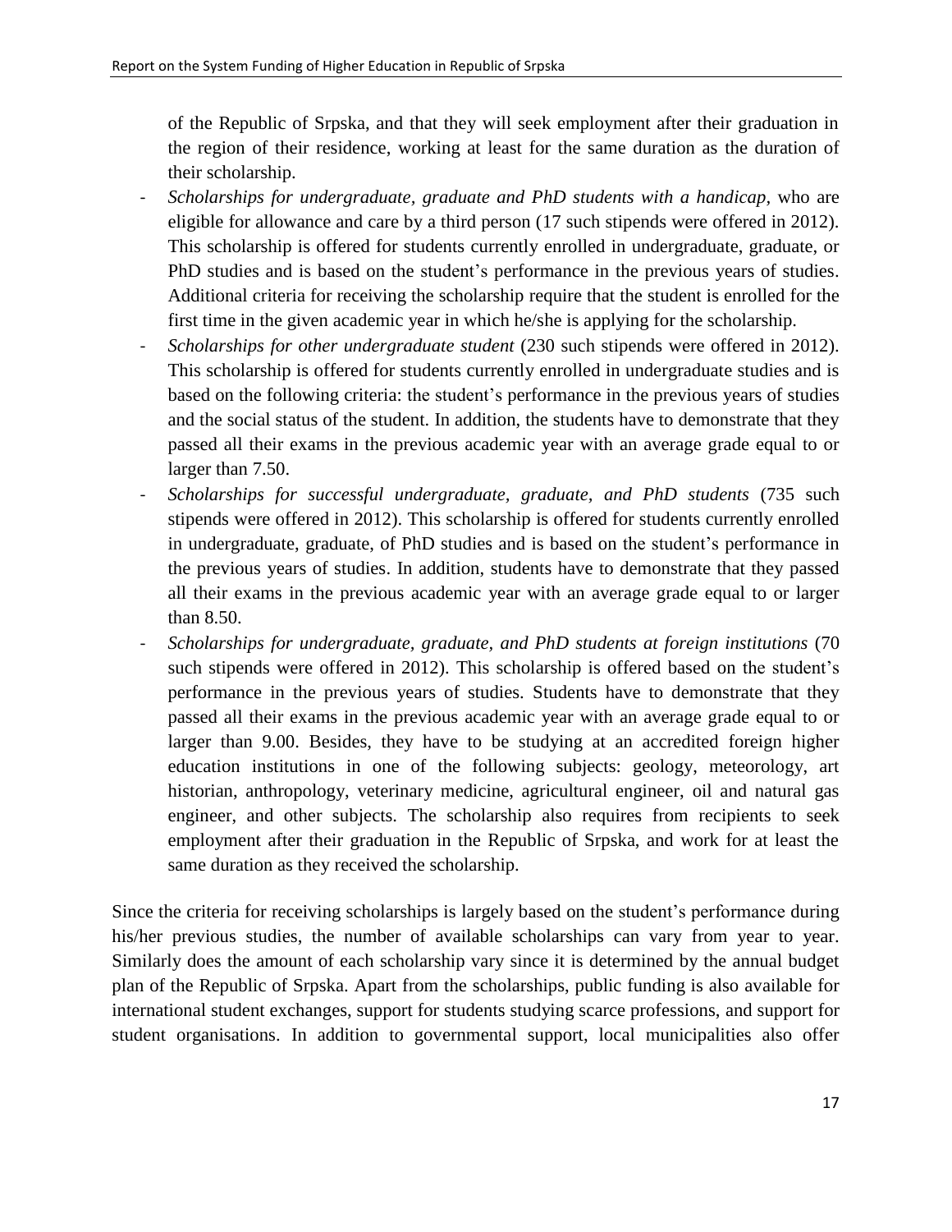of the Republic of Srpska, and that they will seek employment after their graduation in the region of their residence, working at least for the same duration as the duration of their scholarship.

- *Scholarships for undergraduate, graduate and PhD students with a handicap*, who are eligible for allowance and care by a third person (17 such stipends were offered in 2012). This scholarship is offered for students currently enrolled in undergraduate, graduate, or PhD studies and is based on the student's performance in the previous years of studies. Additional criteria for receiving the scholarship require that the student is enrolled for the first time in the given academic year in which he/she is applying for the scholarship.
- *Scholarships for other undergraduate student* (230 such stipends were offered in 2012). This scholarship is offered for students currently enrolled in undergraduate studies and is based on the following criteria: the student's performance in the previous years of studies and the social status of the student. In addition, the students have to demonstrate that they passed all their exams in the previous academic year with an average grade equal to or larger than 7.50.
- *Scholarships for successful undergraduate, graduate, and PhD students* (735 such stipends were offered in 2012). This scholarship is offered for students currently enrolled in undergraduate, graduate, of PhD studies and is based on the student's performance in the previous years of studies. In addition, students have to demonstrate that they passed all their exams in the previous academic year with an average grade equal to or larger than 8.50.
- *Scholarships for undergraduate, graduate, and PhD students at foreign institutions* (70 such stipends were offered in 2012). This scholarship is offered based on the student's performance in the previous years of studies. Students have to demonstrate that they passed all their exams in the previous academic year with an average grade equal to or larger than 9.00. Besides, they have to be studying at an accredited foreign higher education institutions in one of the following subjects: geology, meteorology, art historian, anthropology, veterinary medicine, agricultural engineer, oil and natural gas engineer, and other subjects. The scholarship also requires from recipients to seek employment after their graduation in the Republic of Srpska, and work for at least the same duration as they received the scholarship.

Since the criteria for receiving scholarships is largely based on the student's performance during his/her previous studies, the number of available scholarships can vary from year to year. Similarly does the amount of each scholarship vary since it is determined by the annual budget plan of the Republic of Srpska. Apart from the scholarships, public funding is also available for international student exchanges, support for students studying scarce professions, and support for student organisations. In addition to governmental support, local municipalities also offer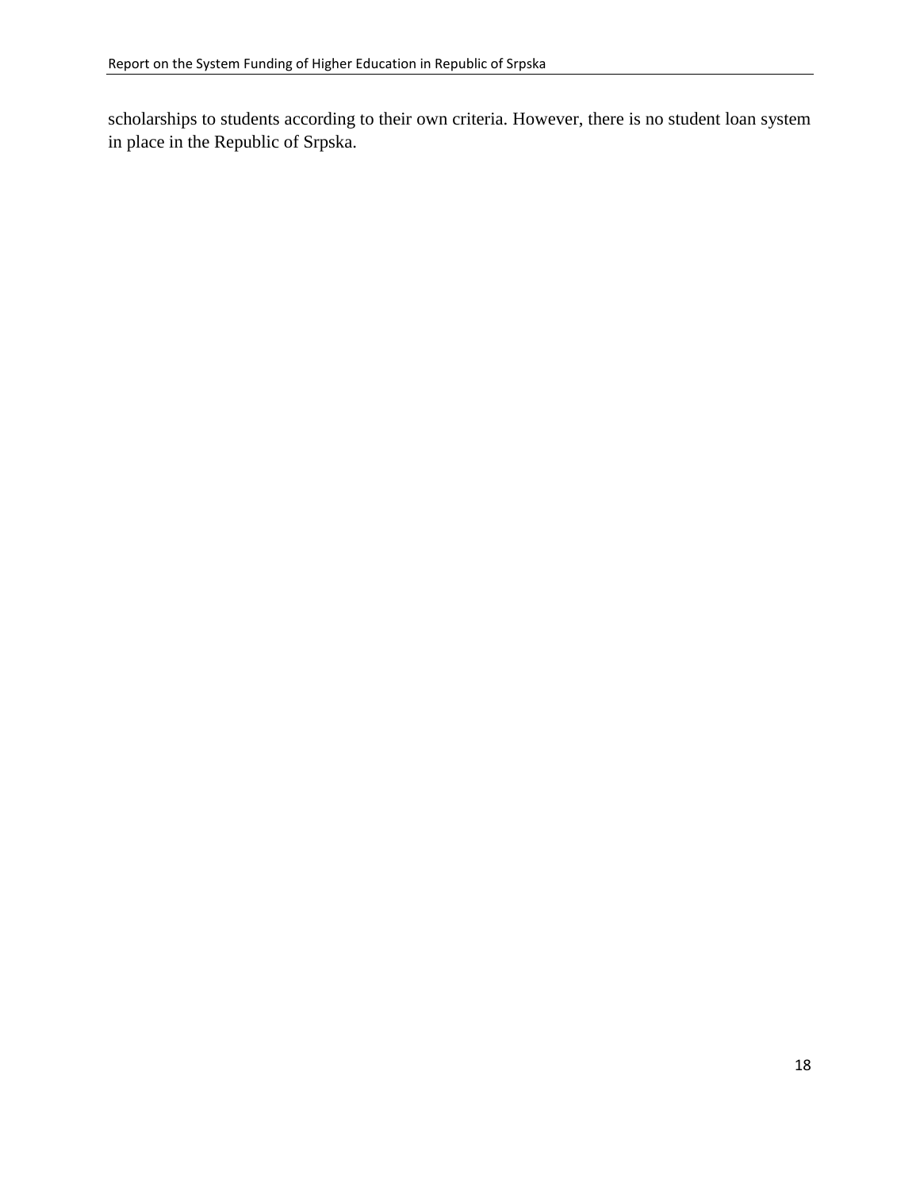scholarships to students according to their own criteria. However, there is no student loan system in place in the Republic of Srpska.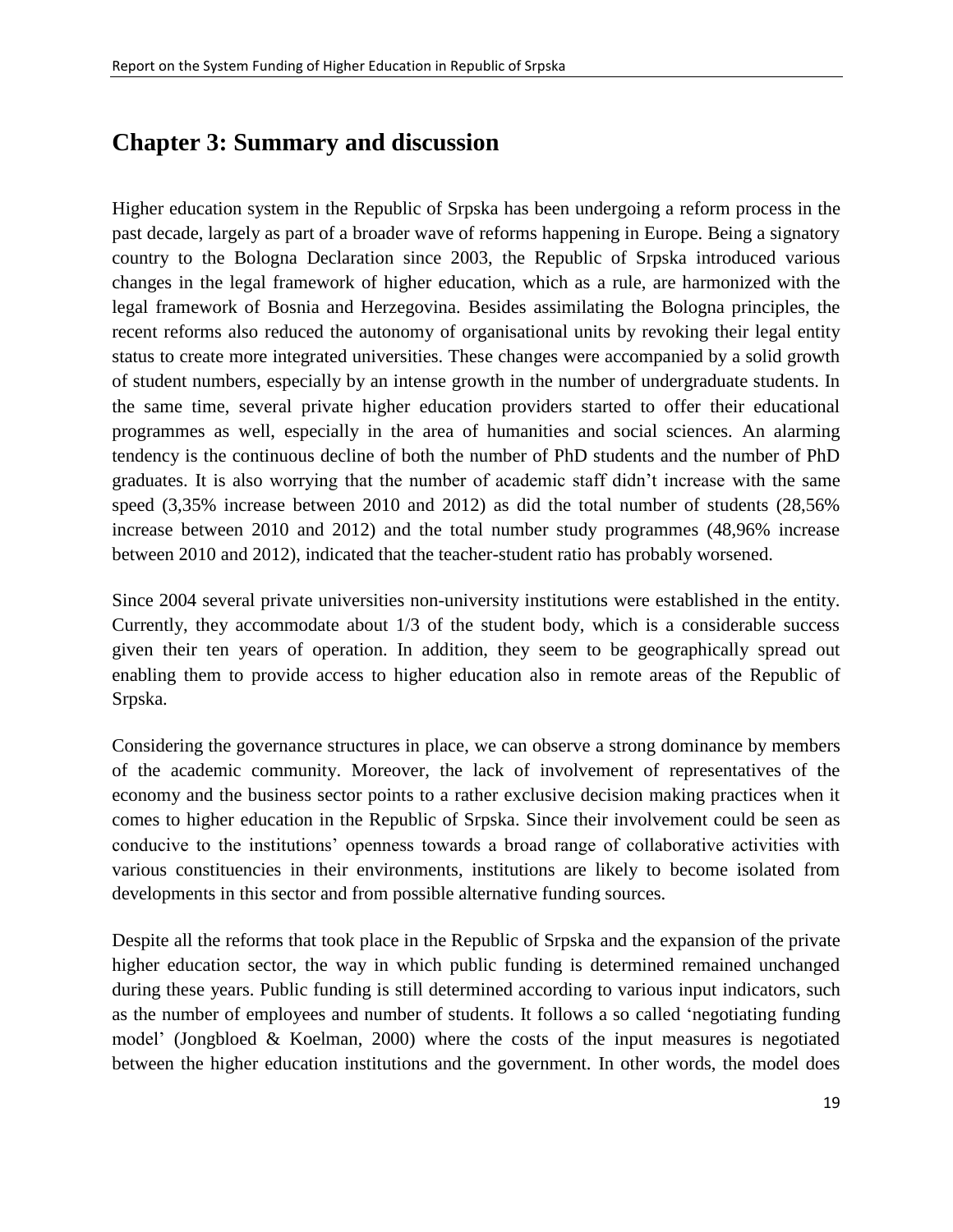# Chapter 3: Summary and discussion

Higher education system in the Republic of Srpska has been undergoing a reform process in the past decade, largely as part of a broader wave of reforms happening in Europe. Being a signatory country to the Bologna Declaration since 2003, the Republic of Srpska introduced various changes in the legal framework of higher education, which as a rule, are harmonized with the legal framework of Bosnia and Herzegovina. Besides assimilating the Bologna principles, the recent reforms also reduced the autonomy of organisational units by revoking their legal entity status to create more integrated universities. These changes were accompanied by a solid growth of student numbers, especially by an intense growth in the number of undergraduate students. In the same time, several private higher education providers started to offer their educational programmes as well, especially in the area of humanities and social sciences. An alarming tendency is the continuous decline of both the number of PhD students and the number of PhD graduates. It is also worrying that the number of academic staff didn't increase with the same speed (3,35% increase between 2010 and 2012) as did the total number of students (28,56% increase between 2010 and 2012) and the total number study programmes (48,96% increase between 2010 and 2012), indicated that the teacher-student ratio has probably worsened.

Since 2004 several private universities non-university institutions were established in the entity. Currently, they accommodate about 1/3 of the student body, which is a considerable success given their ten years of operation. In addition, they seem to be geographically spread out enabling them to provide access to higher education also in remote areas of the Republic of Srpska.

Considering the governance structures in place, we can observe a strong dominance by members of the academic community. Moreover, the lack of involvement of representatives of the economy and the business sector points to a rather exclusive decision making practices when it comes to higher education in the Republic of Srpska. Since their involvement could be seen as conducive to the institutions' openness towards a broad range of collaborative activities with various constituencies in their environments, institutions are likely to become isolated from developments in this sector and from possible alternative funding sources.

Despite all the reforms that took place in the Republic of Srpska and the expansion of the private higher education sector, the way in which public funding is determined remained unchanged during these years. Public funding is still determined according to various input indicators, such as the number of employees and number of students. It follows a so called 'negotiating funding model' (Jongbloed & Koelman, 2000) where the costs of the input measures is negotiated between the higher education institutions and the government. In other words, the model does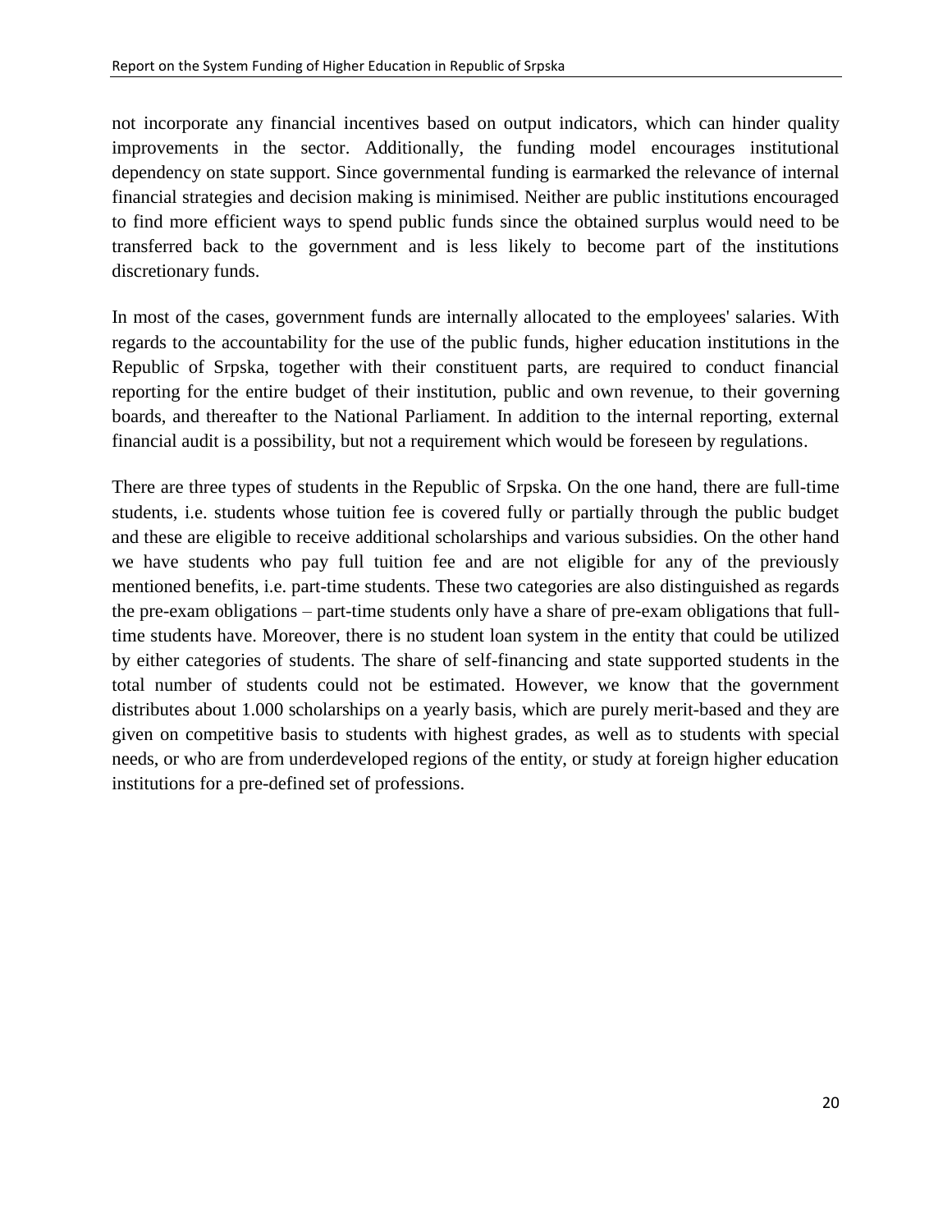not incorporate any financial incentives based on output indicators, which can hinder quality improvements in the sector. Additionally, the funding model encourages institutional dependency on state support. Since governmental funding is earmarked the relevance of internal financial strategies and decision making is minimised. Neither are public institutions encouraged to find more efficient ways to spend public funds since the obtained surplus would need to be transferred back to the government and is less likely to become part of the institutions discretionary funds.

In most of the cases, government funds are internally allocated to the employees' salaries. With regards to the accountability for the use of the public funds, higher education institutions in the Republic of Srpska, together with their constituent parts, are required to conduct financial reporting for the entire budget of their institution, public and own revenue, to their governing boards, and thereafter to the National Parliament. In addition to the internal reporting, external financial audit is a possibility, but not a requirement which would be foreseen by regulations.

There are three types of students in the Republic of Srpska. On the one hand, there are full-time students, i.e. students whose tuition fee is covered fully or partially through the public budget and these are eligible to receive additional scholarships and various subsidies. On the other hand we have students who pay full tuition fee and are not eligible for any of the previously mentioned benefits, i.e. part-time students. These two categories are also distinguished as regards the pre-exam obligations – part-time students only have a share of pre-exam obligations that full-time students have. Moreover, there is no student loan system in the entity that could be utilized by either categories of students. The share of self-financing and state supported students in the total number of students could not be estimated. However, we know that the government distributes about 1.000 scholarships on a yearly basis, which are purely merit-based and they are given on competitive basis to students with highest grades, as well as to students with special needs, or who are from underdeveloped regions of the entity, or study at foreign higher education institutions for a pre-defined set of professions.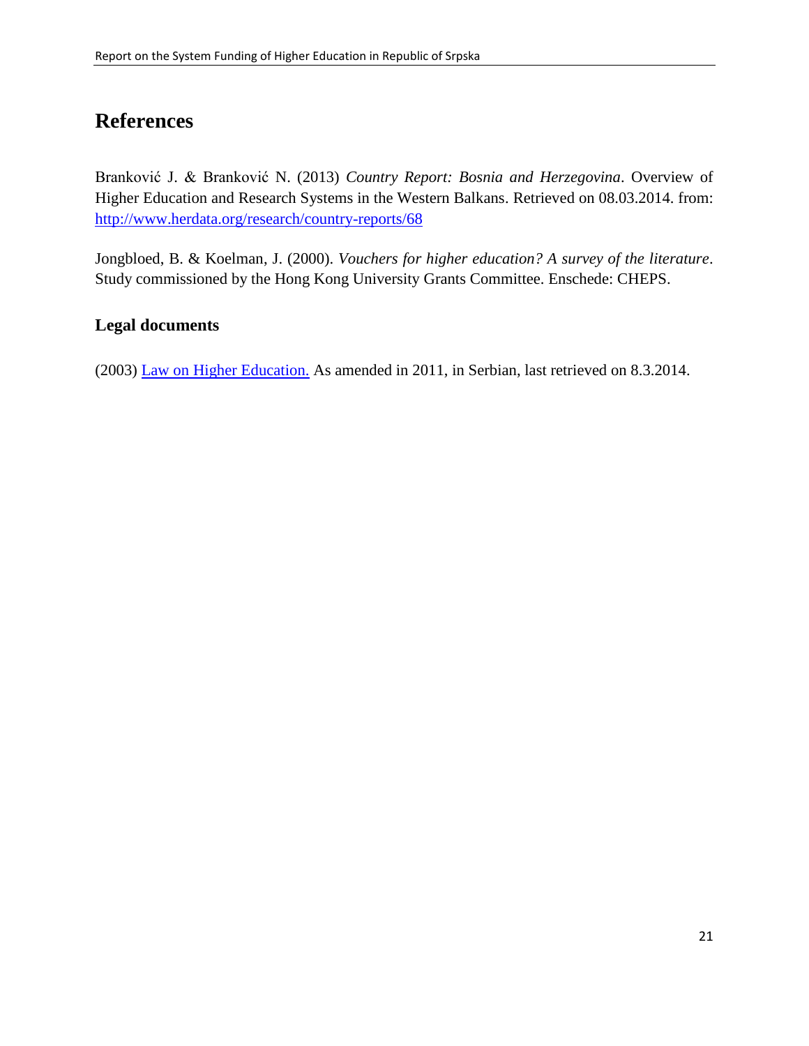# References

Branković J. & Branković N. (2013) *Country Report: Bosnia and Herzegovina*. Overview of Higher Education and Research Systems in the Western Balkans. Retrieved on 08.03.2014. from: [http://www.herdata.org/research/country-reports/68](http://www.herdata.org/research/country-reports/68)

Jongbloed, B. & Koelman, J. (2000). *Vouchers for higher education? A survey of the literature*. Study commissioned by the Hong Kong University Grants Committee. Enschede: CHEPS.

## Legal documents

(2003) Law on Higher Education. As amended in 2011, in Serbian, last retrieved on 8.3.2014.